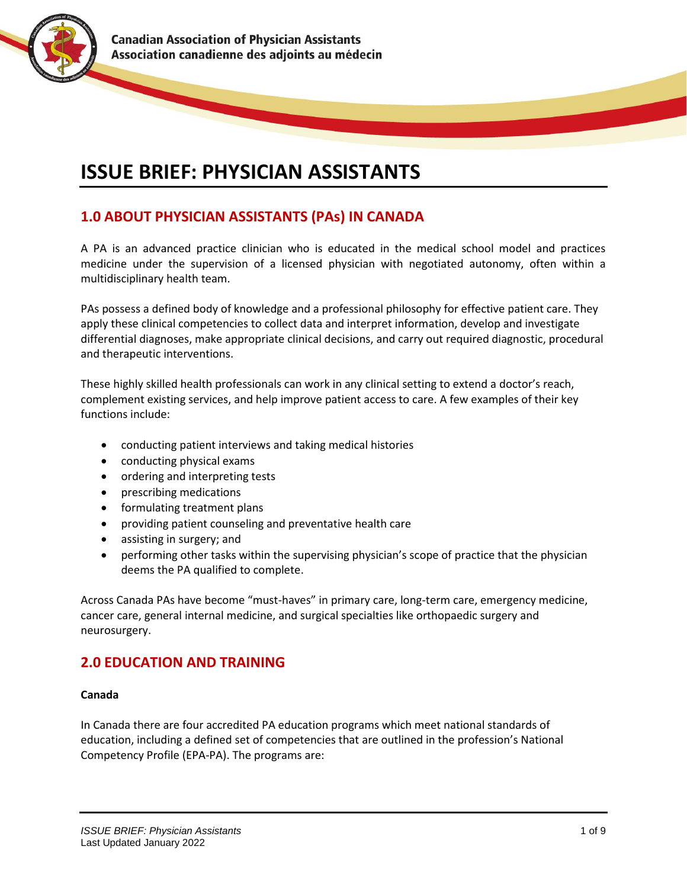Canadian Association of Physician Assistants
Association canadienne des adjoints au médecin

# ISSUE BRIEF: PHYSICIAN ASSISTANTS

## 1.0 ABOUT PHYSICIAN ASSISTANTS (PAs) IN CANADA

A PA is an advanced practice clinician who is educated in the medical school model and practices medicine under the supervision of a licensed physician with negotiated autonomy, often within a multidisciplinary health team.

PAs possess a defined body of knowledge and a professional philosophy for effective patient care. They apply these clinical competencies to collect data and interpret information, develop and investigate differential diagnoses, make appropriate clinical decisions, and carry out required diagnostic, procedural and therapeutic interventions.

These highly skilled health professionals can work in any clinical setting to extend a doctor's reach, complement existing services, and help improve patient access to care. A few examples of their key functions include:

- conducting patient interviews and taking medical histories
- conducting physical exams
- ordering and interpreting tests
- prescribing medications
- formulating treatment plans
- providing patient counseling and preventative health care
- assisting in surgery; and
- performing other tasks within the supervising physician's scope of practice that the physician deems the PA qualified to complete.

Across Canada PAs have become "must-haves" in primary care, long-term care, emergency medicine, cancer care, general internal medicine, and surgical specialties like orthopaedic surgery and neurosurgery.

## 2.0 EDUCATION AND TRAINING

**Canada**

In Canada there are four accredited PA education programs which meet national standards of education, including a defined set of competencies that are outlined in the profession's National Competency Profile (EPA-PA). The programs are: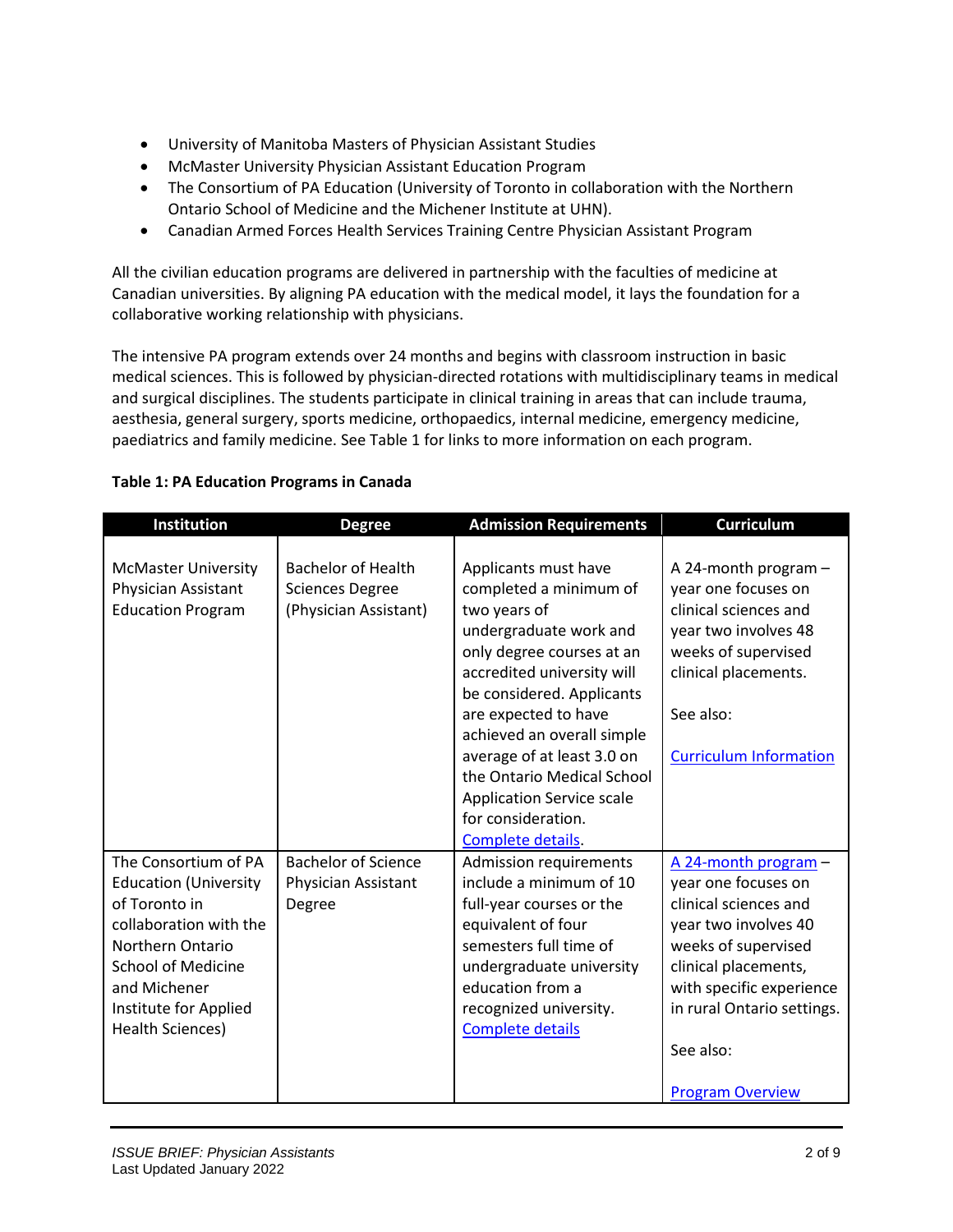- University of Manitoba Masters of Physician Assistant Studies
- McMaster University Physician Assistant Education Program
- The Consortium of PA Education (University of Toronto in collaboration with the Northern Ontario School of Medicine and the Michener Institute at UHN).
- Canadian Armed Forces Health Services Training Centre Physician Assistant Program

All the civilian education programs are delivered in partnership with the faculties of medicine at Canadian universities. By aligning PA education with the medical model, it lays the foundation for a collaborative working relationship with physicians.

The intensive PA program extends over 24 months and begins with classroom instruction in basic medical sciences. This is followed by physician-directed rotations with multidisciplinary teams in medical and surgical disciplines. The students participate in clinical training in areas that can include trauma, aesthesia, general surgery, sports medicine, orthopaedics, internal medicine, emergency medicine, paediatrics and family medicine. See Table 1 for links to more information on each program.

**Table 1: PA Education Programs in Canada**

| Institution | Degree | Admission Requirements | Curriculum |
|---|---|---|---|
| McMaster University Physician Assistant Education Program | Bachelor of Health Sciences Degree (Physician Assistant) | Applicants must have completed a minimum of two years of undergraduate work and only degree courses at an accredited university will be considered. Applicants are expected to have achieved an overall simple average of at least 3.0 on the Ontario Medical School Application Service scale for consideration. Complete details. | A 24-month program – year one focuses on clinical sciences and year two involves 48 weeks of supervised clinical placements. See also: Curriculum Information |
| The Consortium of PA Education (University of Toronto in collaboration with the Northern Ontario School of Medicine and Michener Institute for Applied Health Sciences) | Bachelor of Science Physician Assistant Degree | Admission requirements include a minimum of 10 full-year courses or the equivalent of four semesters full time of undergraduate university education from a recognized university. Complete details | A 24-month program – year one focuses on clinical sciences and year two involves 40 weeks of supervised clinical placements, with specific experience in rural Ontario settings. See also: Program Overview |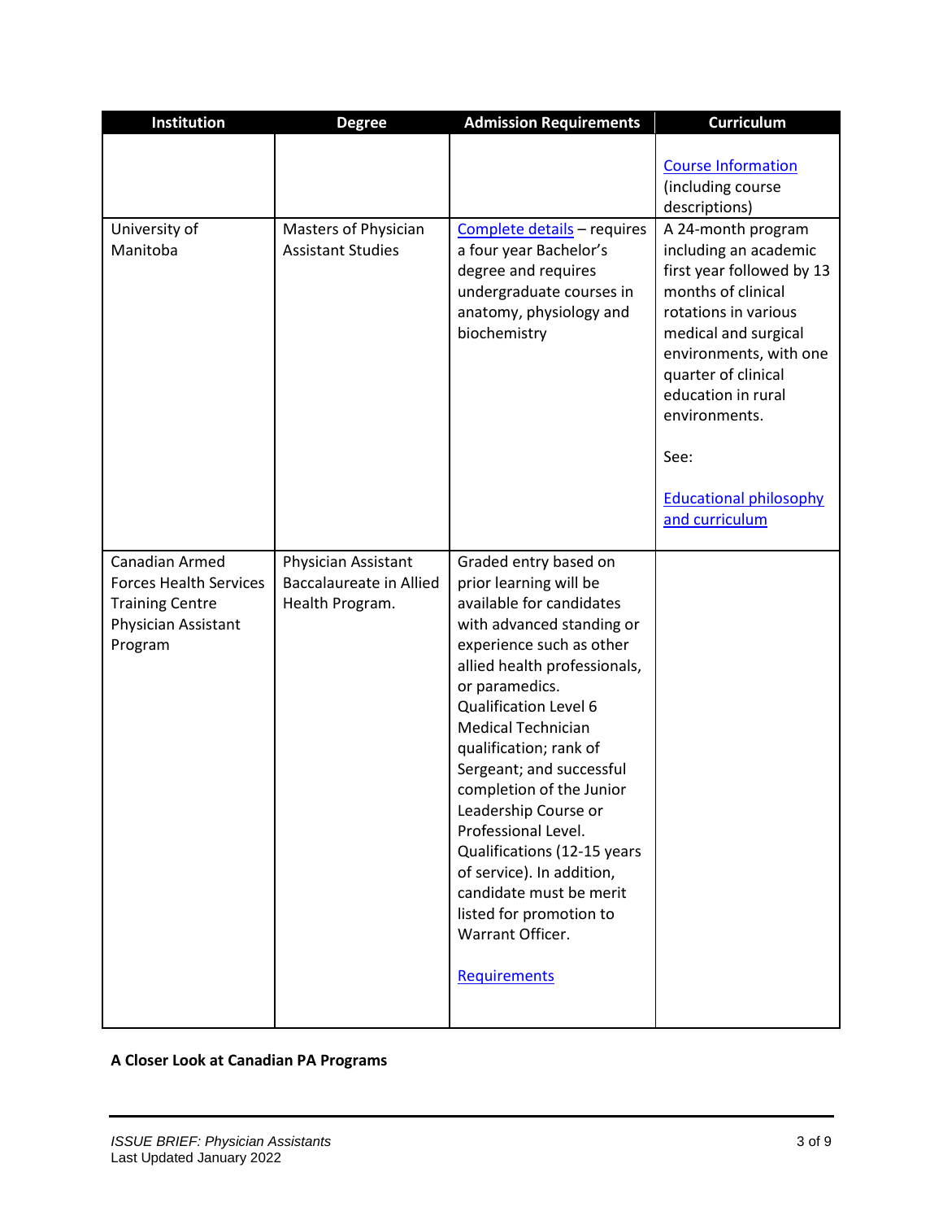| Institution | Degree | Admission Requirements | Curriculum |
|---|---|---|---|
| | | | Course Information (including course descriptions) |
| University of Manitoba | Masters of Physician Assistant Studies | Complete details – requires a four year Bachelor's degree and requires undergraduate courses in anatomy, physiology and biochemistry | A 24-month program including an academic first year followed by 13 months of clinical rotations in various medical and surgical environments, with one quarter of clinical education in rural environments.<br><br>See:<br><br>Educational philosophy and curriculum |
| Canadian Armed Forces Health Services Training Centre Physician Assistant Program | Physician Assistant Baccalaureate in Allied Health Program. | Graded entry based on prior learning will be available for candidates with advanced standing or experience such as other allied health professionals, or paramedics. Qualification Level 6 Medical Technician qualification; rank of Sergeant; and successful completion of the Junior Leadership Course or Professional Level. Qualifications (12-15 years of service). In addition, candidate must be merit listed for promotion to Warrant Officer.<br><br>Requirements | |

**A Closer Look at Canadian PA Programs**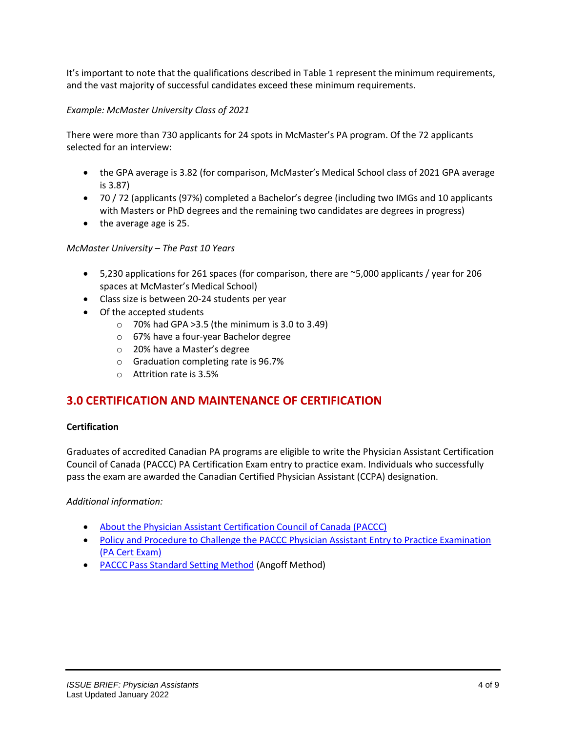It's important to note that the qualifications described in Table 1 represent the minimum requirements, and the vast majority of successful candidates exceed these minimum requirements.

*Example: McMaster University Class of 2021*

There were more than 730 applicants for 24 spots in McMaster's PA program. Of the 72 applicants selected for an interview:

- the GPA average is 3.82 (for comparison, McMaster's Medical School class of 2021 GPA average is 3.87)
- 70 / 72 (applicants (97%) completed a Bachelor's degree (including two IMGs and 10 applicants with Masters or PhD degrees and the remaining two candidates are degrees in progress)
- the average age is 25.

*McMaster University – The Past 10 Years*

- 5,230 applications for 261 spaces (for comparison, there are ~5,000 applicants / year for 206 spaces at McMaster's Medical School)
- Class size is between 20-24 students per year
- Of the accepted students
  - 70% had GPA >3.5 (the minimum is 3.0 to 3.49)
  - 67% have a four-year Bachelor degree
  - 20% have a Master's degree
  - Graduation completing rate is 96.7%
  - Attrition rate is 3.5%

## 3.0 CERTIFICATION AND MAINTENANCE OF CERTIFICATION

**Certification**

Graduates of accredited Canadian PA programs are eligible to write the Physician Assistant Certification Council of Canada (PACCC) PA Certification Exam entry to practice exam. Individuals who successfully pass the exam are awarded the Canadian Certified Physician Assistant (CCPA) designation.

*Additional information:*

- About the Physician Assistant Certification Council of Canada (PACCC)
- Policy and Procedure to Challenge the PACCC Physician Assistant Entry to Practice Examination (PA Cert Exam)
- PACCC Pass Standard Setting Method (Angoff Method)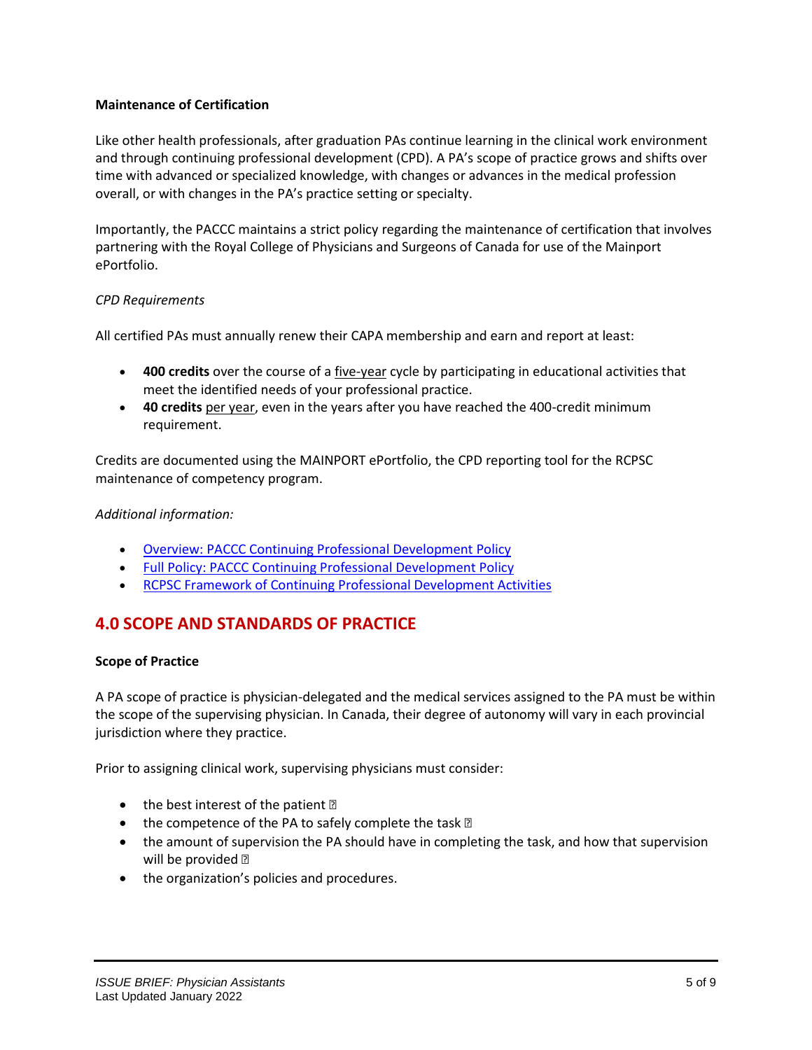**Maintenance of Certification**

Like other health professionals, after graduation PAs continue learning in the clinical work environment and through continuing professional development (CPD). A PA's scope of practice grows and shifts over time with advanced or specialized knowledge, with changes or advances in the medical profession overall, or with changes in the PA's practice setting or specialty.

Importantly, the PACCC maintains a strict policy regarding the maintenance of certification that involves partnering with the Royal College of Physicians and Surgeons of Canada for use of the Mainport ePortfolio.

*CPD Requirements*

All certified PAs must annually renew their CAPA membership and earn and report at least:

- **400 credits** over the course of a five-year cycle by participating in educational activities that meet the identified needs of your professional practice.
- **40 credits** per year, even in the years after you have reached the 400-credit minimum requirement.

Credits are documented using the MAINPORT ePortfolio, the CPD reporting tool for the RCPSC maintenance of competency program.

*Additional information:*

- Overview: PACCC Continuing Professional Development Policy
- Full Policy: PACCC Continuing Professional Development Policy
- RCPSC Framework of Continuing Professional Development Activities

## 4.0 SCOPE AND STANDARDS OF PRACTICE

**Scope of Practice**

A PA scope of practice is physician-delegated and the medical services assigned to the PA must be within the scope of the supervising physician. In Canada, their degree of autonomy will vary in each provincial jurisdiction where they practice.

Prior to assigning clinical work, supervising physicians must consider:

- the best interest of the patient
- the competence of the PA to safely complete the task
- the amount of supervision the PA should have in completing the task, and how that supervision will be provided
- the organization's policies and procedures.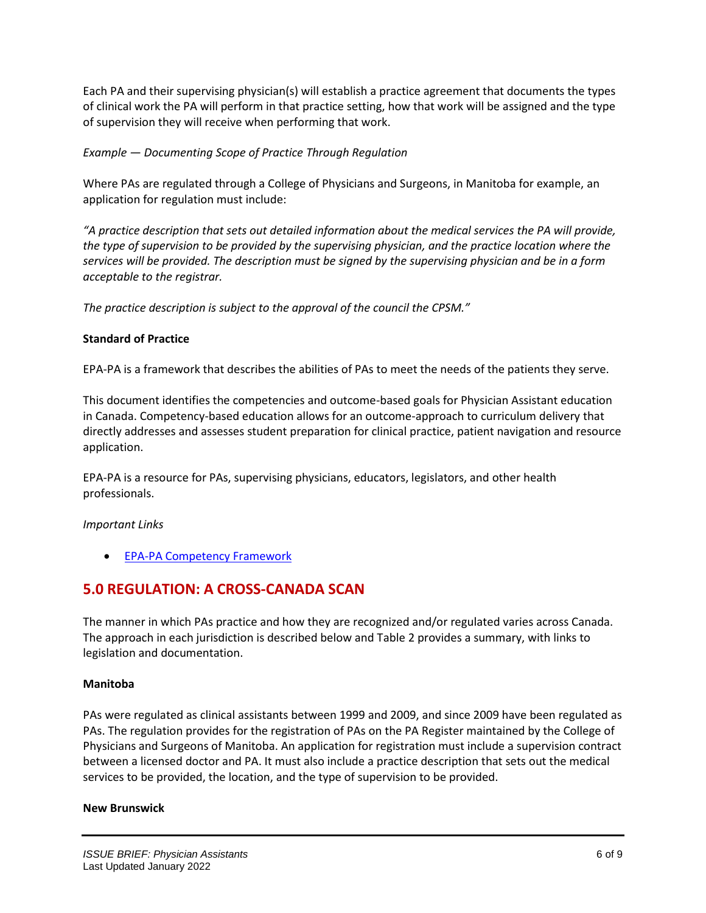Each PA and their supervising physician(s) will establish a practice agreement that documents the types of clinical work the PA will perform in that practice setting, how that work will be assigned and the type of supervision they will receive when performing that work.

*Example — Documenting Scope of Practice Through Regulation*

Where PAs are regulated through a College of Physicians and Surgeons, in Manitoba for example, an application for regulation must include:

*"A practice description that sets out detailed information about the medical services the PA will provide, the type of supervision to be provided by the supervising physician, and the practice location where the services will be provided. The description must be signed by the supervising physician and be in a form acceptable to the registrar.*

*The practice description is subject to the approval of the council the CPSM."*

**Standard of Practice**

EPA-PA is a framework that describes the abilities of PAs to meet the needs of the patients they serve.

This document identifies the competencies and outcome-based goals for Physician Assistant education in Canada. Competency-based education allows for an outcome-approach to curriculum delivery that directly addresses and assesses student preparation for clinical practice, patient navigation and resource application.

EPA-PA is a resource for PAs, supervising physicians, educators, legislators, and other health professionals.

*Important Links*

- EPA-PA Competency Framework

## 5.0 REGULATION: A CROSS-CANADA SCAN

The manner in which PAs practice and how they are recognized and/or regulated varies across Canada. The approach in each jurisdiction is described below and Table 2 provides a summary, with links to legislation and documentation.

**Manitoba**

PAs were regulated as clinical assistants between 1999 and 2009, and since 2009 have been regulated as PAs. The regulation provides for the registration of PAs on the PA Register maintained by the College of Physicians and Surgeons of Manitoba. An application for registration must include a supervision contract between a licensed doctor and PA. It must also include a practice description that sets out the medical services to be provided, the location, and the type of supervision to be provided.

**New Brunswick**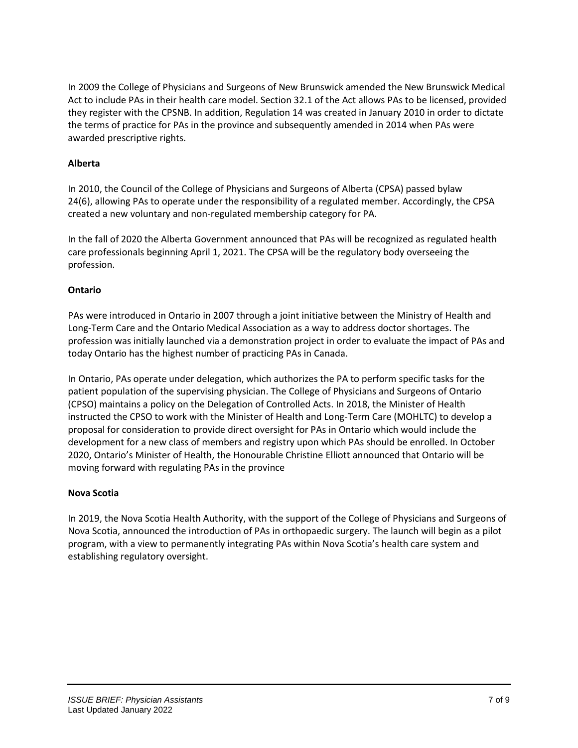In 2009 the College of Physicians and Surgeons of New Brunswick amended the New Brunswick Medical Act to include PAs in their health care model. Section 32.1 of the Act allows PAs to be licensed, provided they register with the CPSNB. In addition, Regulation 14 was created in January 2010 in order to dictate the terms of practice for PAs in the province and subsequently amended in 2014 when PAs were awarded prescriptive rights.

**Alberta**

In 2010, the Council of the College of Physicians and Surgeons of Alberta (CPSA) passed bylaw 24(6), allowing PAs to operate under the responsibility of a regulated member. Accordingly, the CPSA created a new voluntary and non-regulated membership category for PA.

In the fall of 2020 the Alberta Government announced that PAs will be recognized as regulated health care professionals beginning April 1, 2021. The CPSA will be the regulatory body overseeing the profession.

**Ontario**

PAs were introduced in Ontario in 2007 through a joint initiative between the Ministry of Health and Long-Term Care and the Ontario Medical Association as a way to address doctor shortages. The profession was initially launched via a demonstration project in order to evaluate the impact of PAs and today Ontario has the highest number of practicing PAs in Canada.

In Ontario, PAs operate under delegation, which authorizes the PA to perform specific tasks for the patient population of the supervising physician. The College of Physicians and Surgeons of Ontario (CPSO) maintains a policy on the Delegation of Controlled Acts. In 2018, the Minister of Health instructed the CPSO to work with the Minister of Health and Long-Term Care (MOHLTC) to develop a proposal for consideration to provide direct oversight for PAs in Ontario which would include the development for a new class of members and registry upon which PAs should be enrolled. In October 2020, Ontario's Minister of Health, the Honourable Christine Elliott announced that Ontario will be moving forward with regulating PAs in the province

**Nova Scotia**

In 2019, the Nova Scotia Health Authority, with the support of the College of Physicians and Surgeons of Nova Scotia, announced the introduction of PAs in orthopaedic surgery. The launch will begin as a pilot program, with a view to permanently integrating PAs within Nova Scotia's health care system and establishing regulatory oversight.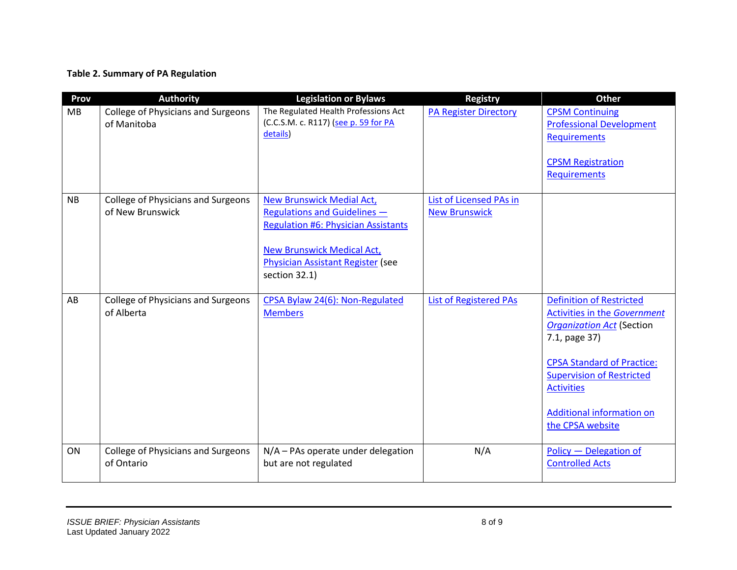**Table 2. Summary of PA Regulation**

| Prov | Authority | Legislation or Bylaws | Registry | Other |
|---|---|---|---|---|
| MB | College of Physicians and Surgeons of Manitoba | The Regulated Health Professions Act (C.C.S.M. c. R117) (see p. 59 for PA details) | PA Register Directory | CPSM Continuing Professional Development Requirements<br><br>CPSM Registration Requirements |
| NB | College of Physicians and Surgeons of New Brunswick | New Brunswick Medial Act, Regulations and Guidelines — Regulation #6: Physician Assistants<br><br>New Brunswick Medical Act, Physician Assistant Register (see section 32.1) | List of Licensed PAs in New Brunswick | |
| AB | College of Physicians and Surgeons of Alberta | CPSA Bylaw 24(6): Non-Regulated Members | List of Registered PAs | Definition of Restricted Activities in the *Government Organization Act* (Section 7.1, page 37)<br><br>CPSA Standard of Practice: Supervision of Restricted Activities<br><br>Additional information on the CPSA website |
| ON | College of Physicians and Surgeons of Ontario | N/A – PAs operate under delegation but are not regulated | N/A | Policy — Delegation of Controlled Acts |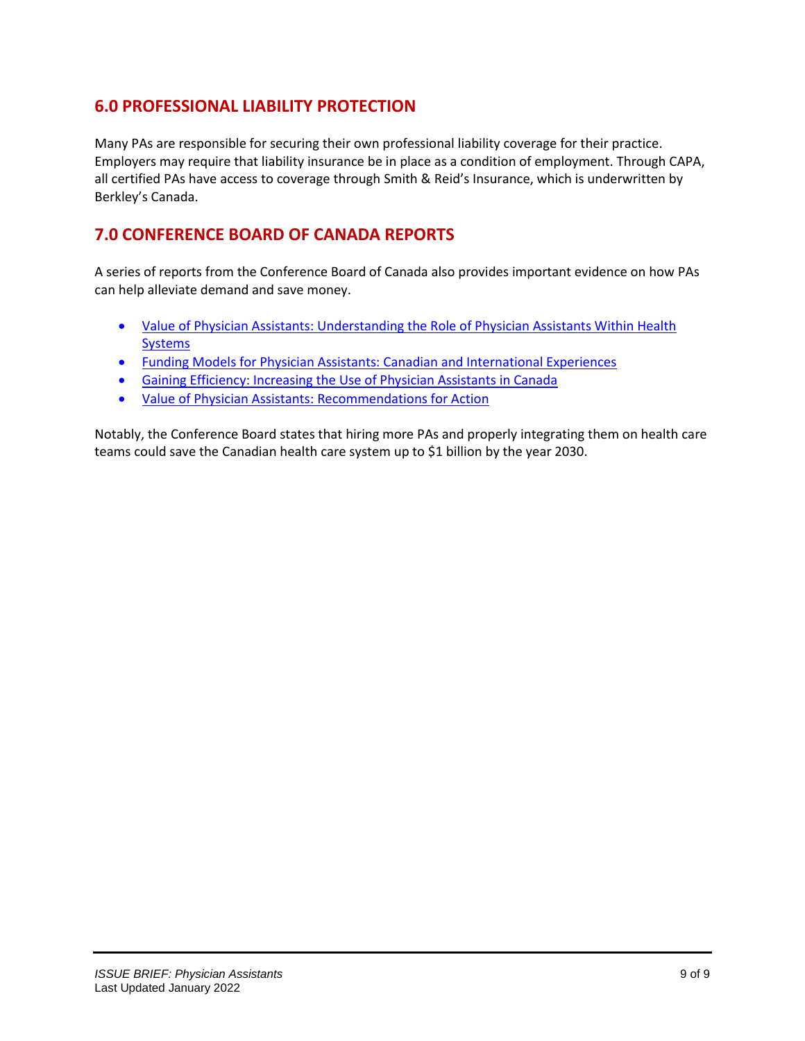## 6.0 PROFESSIONAL LIABILITY PROTECTION

Many PAs are responsible for securing their own professional liability coverage for their practice. Employers may require that liability insurance be in place as a condition of employment. Through CAPA, all certified PAs have access to coverage through Smith & Reid's Insurance, which is underwritten by Berkley's Canada.

## 7.0 CONFERENCE BOARD OF CANADA REPORTS

A series of reports from the Conference Board of Canada also provides important evidence on how PAs can help alleviate demand and save money.

- Value of Physician Assistants: Understanding the Role of Physician Assistants Within Health Systems
- Funding Models for Physician Assistants: Canadian and International Experiences
- Gaining Efficiency: Increasing the Use of Physician Assistants in Canada
- Value of Physician Assistants: Recommendations for Action

Notably, the Conference Board states that hiring more PAs and properly integrating them on health care teams could save the Canadian health care system up to $1 billion by the year 2030.